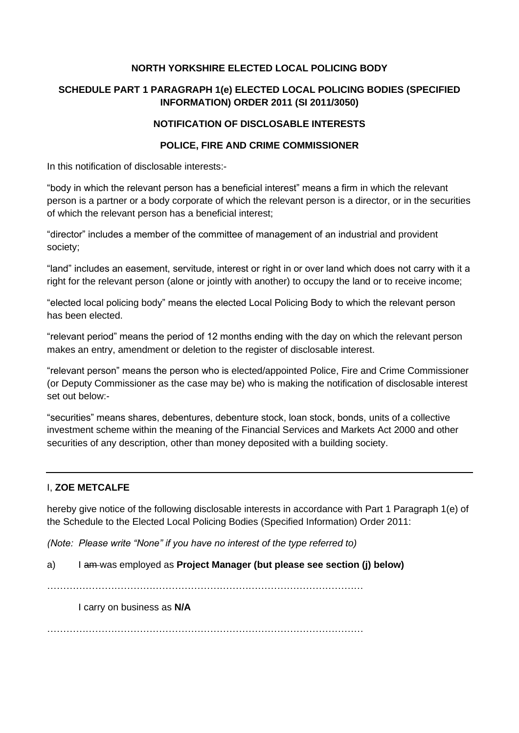**NORTH YORKSHIRE ELECTED LOCAL POLICING BODY**

**SCHEDULE PART 1 PARAGRAPH 1(e) ELECTED LOCAL POLICING BODIES (SPECIFIED INFORMATION) ORDER 2011 (SI 2011/3050)**

**NOTIFICATION OF DISCLOSABLE INTERESTS**

**POLICE, FIRE AND CRIME COMMISSIONER**

In this notification of disclosable interests:-

"body in which the relevant person has a beneficial interest" means a firm in which the relevant person is a partner or a body corporate of which the relevant person is a director, or in the securities of which the relevant person has a beneficial interest;

"director" includes a member of the committee of management of an industrial and provident society;

"land" includes an easement, servitude, interest or right in or over land which does not carry with it a right for the relevant person (alone or jointly with another) to occupy the land or to receive income;

"elected local policing body" means the elected Local Policing Body to which the relevant person has been elected.

"relevant period" means the period of 12 months ending with the day on which the relevant person makes an entry, amendment or deletion to the register of disclosable interest.

"relevant person" means the person who is elected/appointed Police, Fire and Crime Commissioner (or Deputy Commissioner as the case may be) who is making the notification of disclosable interest set out below:-

"securities" means shares, debentures, debenture stock, loan stock, bonds, units of a collective investment scheme within the meaning of the Financial Services and Markets Act 2000 and other securities of any description, other than money deposited with a building society.

---

I, **ZOE METCALFE**

hereby give notice of the following disclosable interests in accordance with Part 1 Paragraph 1(e) of the Schedule to the Elected Local Policing Bodies (Specified Information) Order 2011:

*(Note: Please write "None" if you have no interest of the type referred to)*

a) I ~~am~~ was employed as **Project Manager (but please see section (j) below)**

…………………………………………………………………………………………

I carry on business as **N/A**

…………………………………………………………………………………………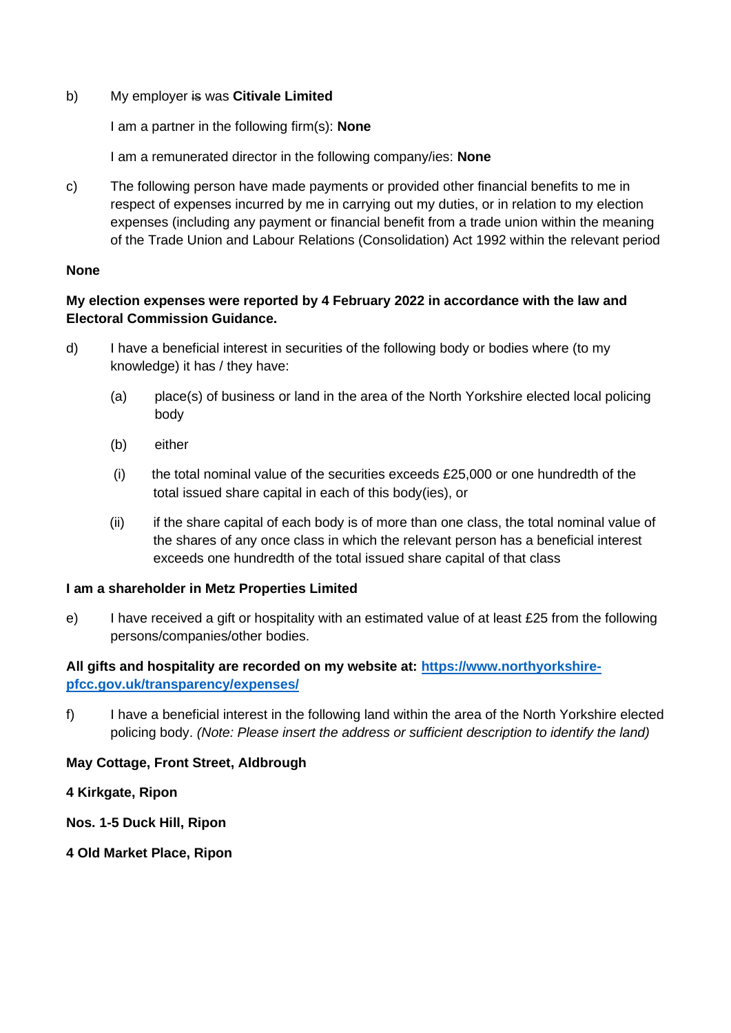b) My employer ~~is~~ was **Citivale Limited**

I am a partner in the following firm(s): **None**

I am a remunerated director in the following company/ies: **None**

c) The following person have made payments or provided other financial benefits to me in respect of expenses incurred by me in carrying out my duties, or in relation to my election expenses (including any payment or financial benefit from a trade union within the meaning of the Trade Union and Labour Relations (Consolidation) Act 1992 within the relevant period

**None**

**My election expenses were reported by 4 February 2022 in accordance with the law and Electoral Commission Guidance.**

d) I have a beneficial interest in securities of the following body or bodies where (to my knowledge) it has / they have:

(a) place(s) of business or land in the area of the North Yorkshire elected local policing body

(b) either

(i) the total nominal value of the securities exceeds £25,000 or one hundredth of the total issued share capital in each of this body(ies), or

(ii) if the share capital of each body is of more than one class, the total nominal value of the shares of any once class in which the relevant person has a beneficial interest exceeds one hundredth of the total issued share capital of that class

**I am a shareholder in Metz Properties Limited**

e) I have received a gift or hospitality with an estimated value of at least £25 from the following persons/companies/other bodies.

**All gifts and hospitality are recorded on my website at: [https://www.northyorkshire-pfcc.gov.uk/transparency/expenses/](https://www.northyorkshire-pfcc.gov.uk/transparency/expenses/)**

f) I have a beneficial interest in the following land within the area of the North Yorkshire elected policing body. *(Note: Please insert the address or sufficient description to identify the land)*

**May Cottage, Front Street, Aldbrough**

**4 Kirkgate, Ripon**

**Nos. 1-5 Duck Hill, Ripon**

**4 Old Market Place, Ripon**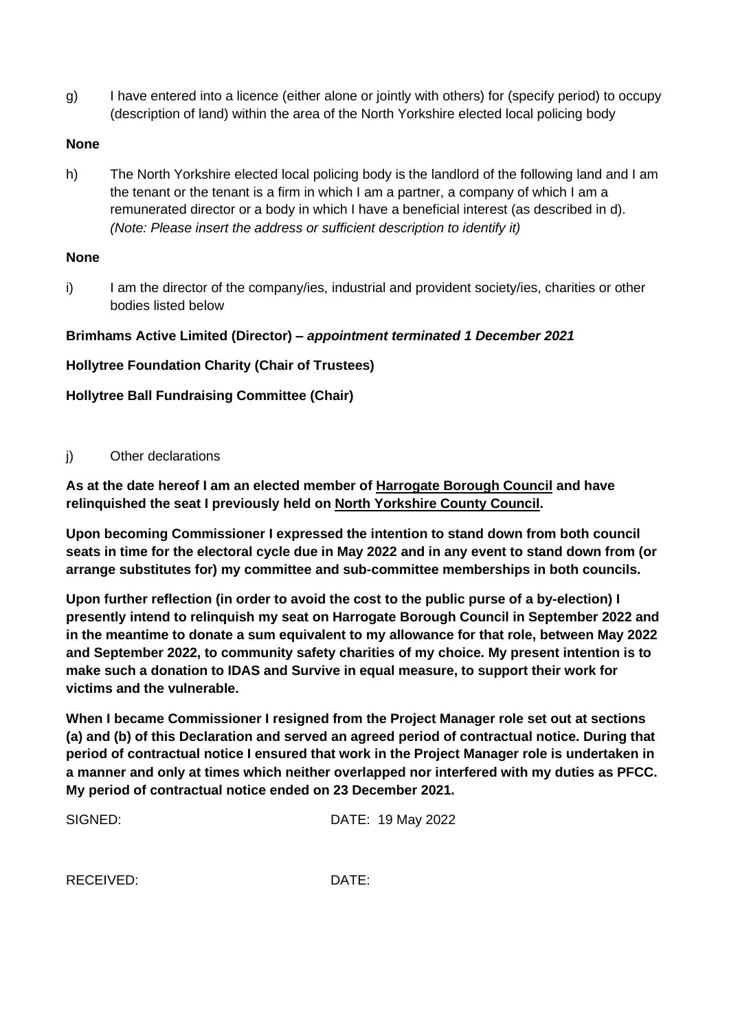g) I have entered into a licence (either alone or jointly with others) for (specify period) to occupy (description of land) within the area of the North Yorkshire elected local policing body

**None**

h) The North Yorkshire elected local policing body is the landlord of the following land and I am the tenant or the tenant is a firm in which I am a partner, a company of which I am a remunerated director or a body in which I have a beneficial interest (as described in d). *(Note: Please insert the address or sufficient description to identify it)*

**None**

i) I am the director of the company/ies, industrial and provident society/ies, charities or other bodies listed below

**Brimhams Active Limited (Director) –** ***appointment terminated 1 December 2021***

**Hollytree Foundation Charity (Chair of Trustees)**

**Hollytree Ball Fundraising Committee (Chair)**

j) Other declarations

**As at the date hereof I am an elected member of <u>Harrogate Borough Council</u> and have relinquished the seat I previously held on <u>North Yorkshire County Council</u>.**

**Upon becoming Commissioner I expressed the intention to stand down from both council seats in time for the electoral cycle due in May 2022 and in any event to stand down from (or arrange substitutes for) my committee and sub-committee memberships in both councils.**

**Upon further reflection (in order to avoid the cost to the public purse of a by-election) I presently intend to relinquish my seat on Harrogate Borough Council in September 2022 and in the meantime to donate a sum equivalent to my allowance for that role, between May 2022 and September 2022, to community safety charities of my choice. My present intention is to make such a donation to IDAS and Survive in equal measure, to support their work for victims and the vulnerable.**

**When I became Commissioner I resigned from the Project Manager role set out at sections (a) and (b) of this Declaration and served an agreed period of contractual notice. During that period of contractual notice I ensured that work in the Project Manager role is undertaken in a manner and only at times which neither overlapped nor interfered with my duties as PFCC. My period of contractual notice ended on 23 December 2021.**

SIGNED: DATE: 19 May 2022

RECEIVED: DATE: